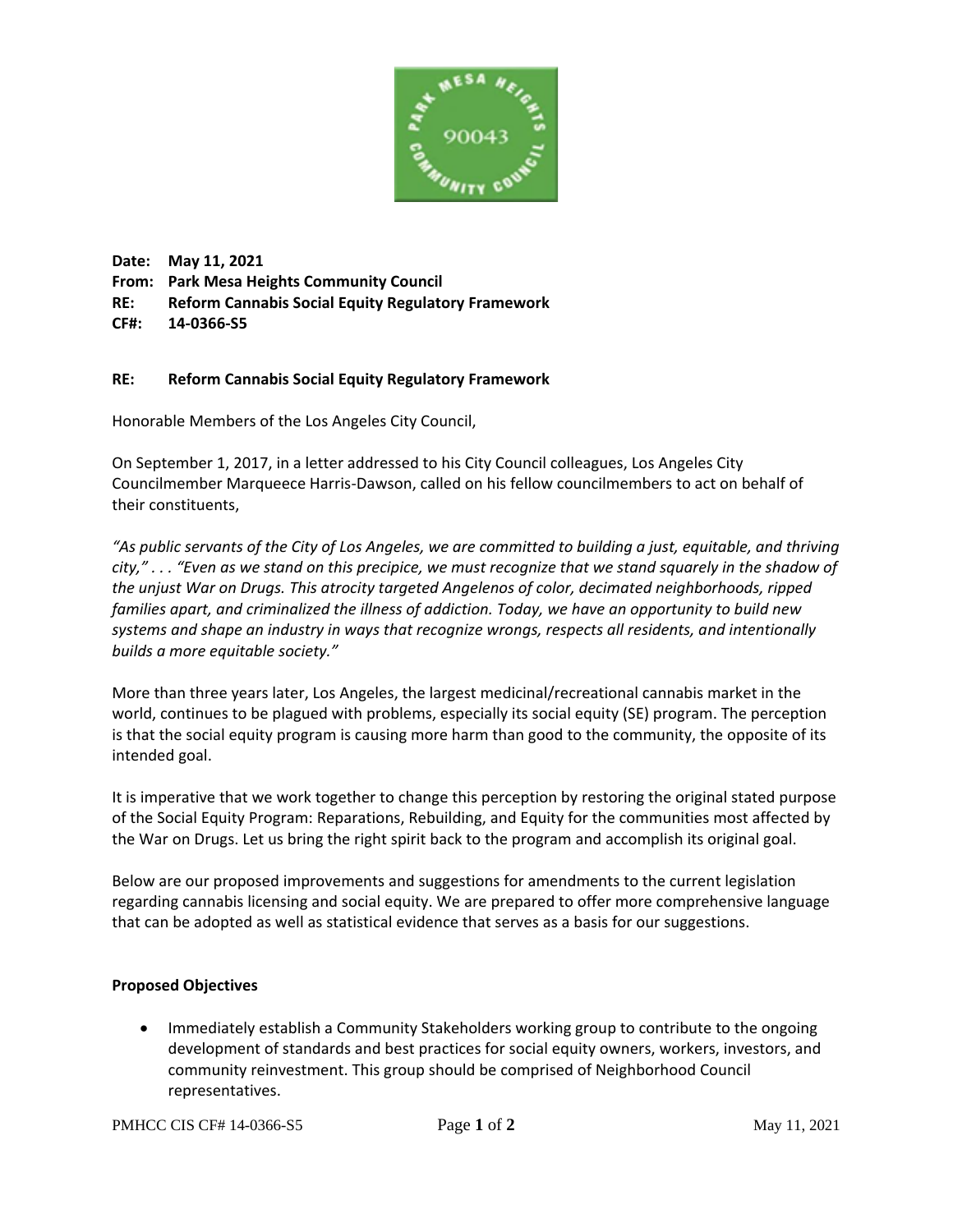**Date:** **May 11, 2021**
**From:** **Park Mesa Heights Community Council**
**RE:** **Reform Cannabis Social Equity Regulatory Framework**
**CF#:** **14-0366-S5**

**RE:** **Reform Cannabis Social Equity Regulatory Framework**

Honorable Members of the Los Angeles City Council,

On September 1, 2017, in a letter addressed to his City Council colleagues, Los Angeles City Councilmember Marqueece Harris-Dawson, called on his fellow councilmembers to act on behalf of their constituents,

*"As public servants of the City of Los Angeles, we are committed to building a just, equitable, and thriving city," . . . "Even as we stand on this precipice, we must recognize that we stand squarely in the shadow of the unjust War on Drugs. This atrocity targeted Angelenos of color, decimated neighborhoods, ripped families apart, and criminalized the illness of addiction. Today, we have an opportunity to build new systems and shape an industry in ways that recognize wrongs, respects all residents, and intentionally builds a more equitable society."*

More than three years later, Los Angeles, the largest medicinal/recreational cannabis market in the world, continues to be plagued with problems, especially its social equity (SE) program. The perception is that the social equity program is causing more harm than good to the community, the opposite of its intended goal.

It is imperative that we work together to change this perception by restoring the original stated purpose of the Social Equity Program: Reparations, Rebuilding, and Equity for the communities most affected by the War on Drugs. Let us bring the right spirit back to the program and accomplish its original goal.

Below are our proposed improvements and suggestions for amendments to the current legislation regarding cannabis licensing and social equity. We are prepared to offer more comprehensive language that can be adopted as well as statistical evidence that serves as a basis for our suggestions.

**Proposed Objectives**

- Immediately establish a Community Stakeholders working group to contribute to the ongoing development of standards and best practices for social equity owners, workers, investors, and community reinvestment. This group should be comprised of Neighborhood Council representatives.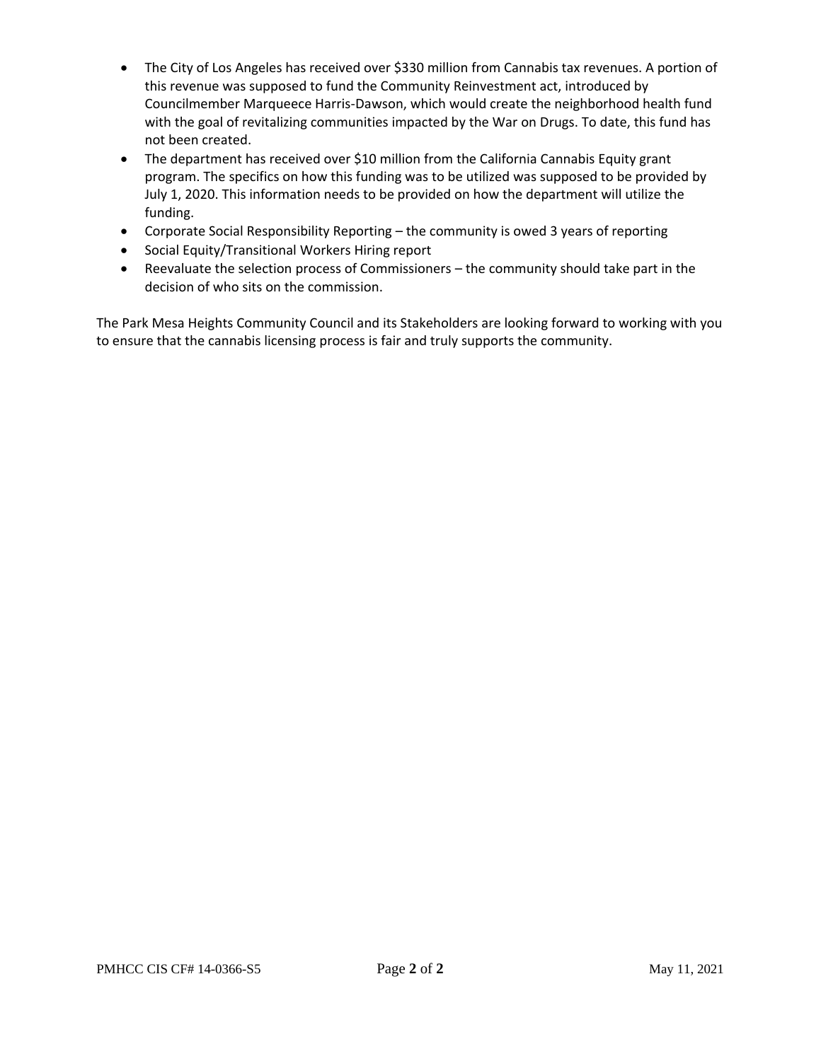- The City of Los Angeles has received over $330 million from Cannabis tax revenues. A portion of this revenue was supposed to fund the Community Reinvestment act, introduced by Councilmember Marqueece Harris-Dawson, which would create the neighborhood health fund with the goal of revitalizing communities impacted by the War on Drugs. To date, this fund has not been created.
- The department has received over $10 million from the California Cannabis Equity grant program. The specifics on how this funding was to be utilized was supposed to be provided by July 1, 2020. This information needs to be provided on how the department will utilize the funding.
- Corporate Social Responsibility Reporting – the community is owed 3 years of reporting
- Social Equity/Transitional Workers Hiring report
- Reevaluate the selection process of Commissioners – the community should take part in the decision of who sits on the commission.

The Park Mesa Heights Community Council and its Stakeholders are looking forward to working with you to ensure that the cannabis licensing process is fair and truly supports the community.